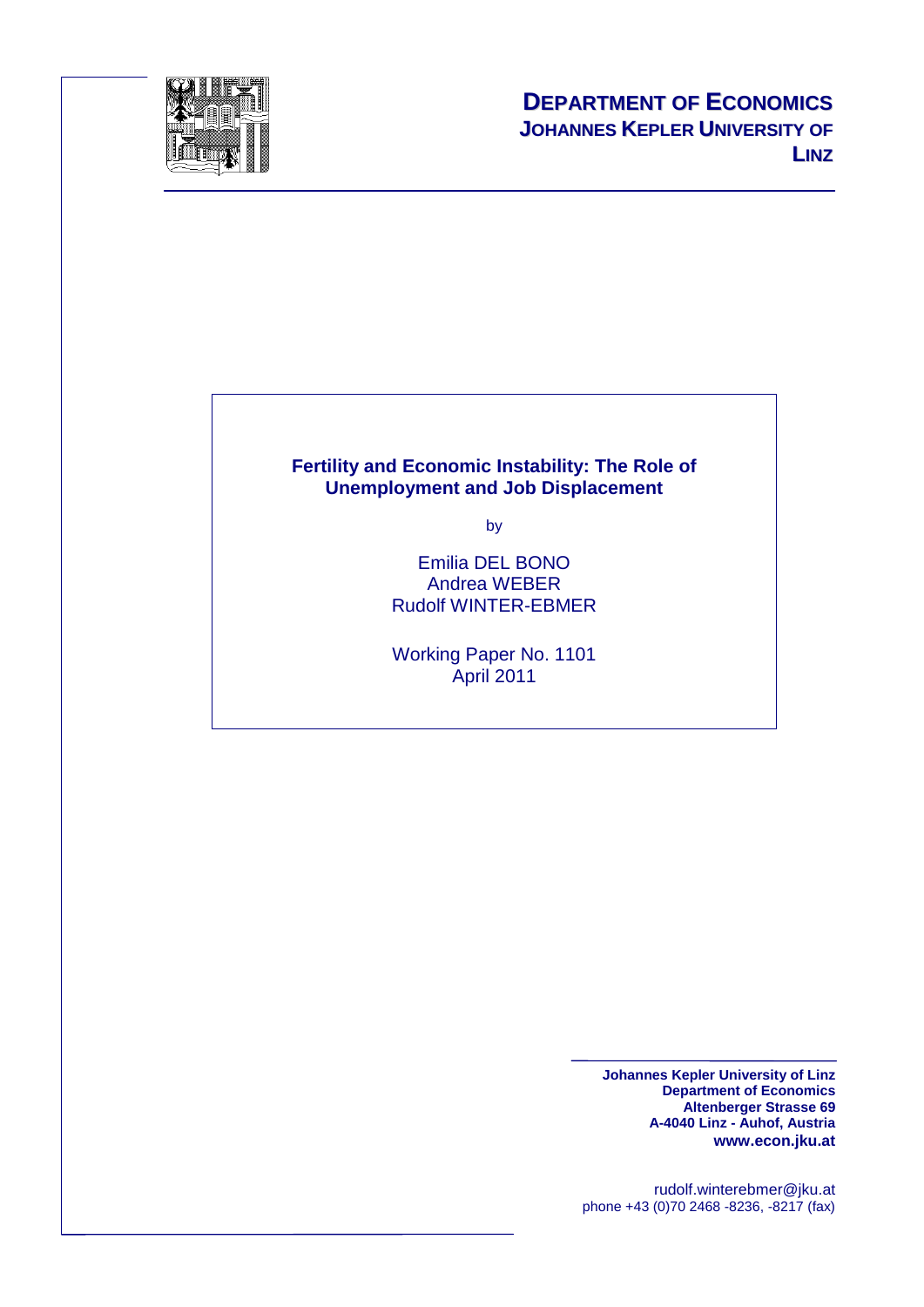# DEPARTMENT OF ECONOMICS
## JOHANNES KEPLER UNIVERSITY OF LINZ

**Fertility and Economic Instability: The Role of Unemployment and Job Displacement**

by

Emilia DEL BONO
Andrea WEBER
Rudolf WINTER-EBMER

Working Paper No. 1101
April 2011

**Johannes Kepler University of Linz**
**Department of Economics**
**Altenberger Strasse 69**
**A-4040 Linz - Auhof, Austria**
**www.econ.jku.at**

rudolf.winterebmer@jku.at
phone +43 (0)70 2468 -8236, -8217 (fax)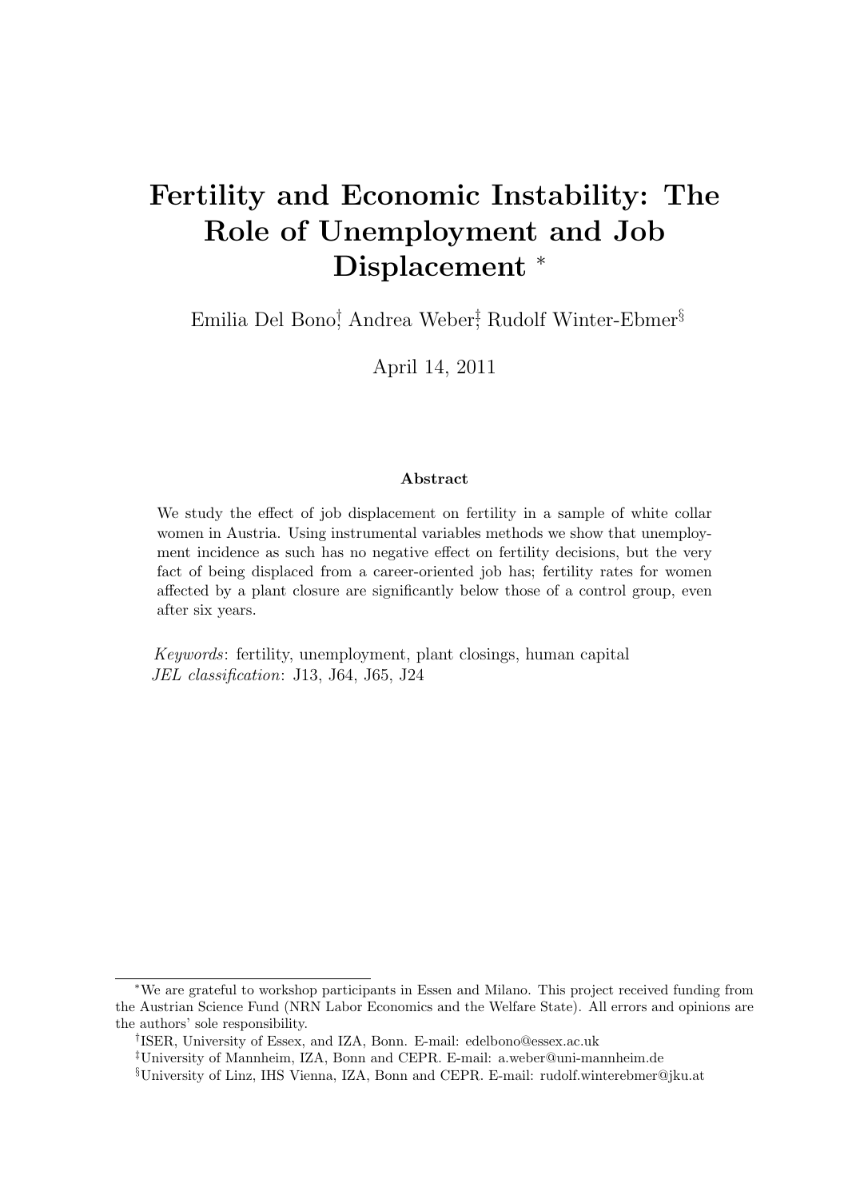# Fertility and Economic Instability: The Role of Unemployment and Job Displacement *

Emilia Del Bono[†], Andrea Weber[‡], Rudolf Winter-Ebmer[§]

April 14, 2011

### Abstract

We study the effect of job displacement on fertility in a sample of white collar women in Austria. Using instrumental variables methods we show that unemployment incidence as such has no negative effect on fertility decisions, but the very fact of being displaced from a career-oriented job has; fertility rates for women affected by a plant closure are significantly below those of a control group, even after six years.

*Keywords*: fertility, unemployment, plant closings, human capital
*JEL classification*: J13, J64, J65, J24

---

*We are grateful to workshop participants in Essen and Milano. This project received funding from the Austrian Science Fund (NRN Labor Economics and the Welfare State). All errors and opinions are the authors' sole responsibility.

[†]ISER, University of Essex, and IZA, Bonn. E-mail: edelbono@essex.ac.uk

[‡]University of Mannheim, IZA, Bonn and CEPR. E-mail: a.weber@uni-mannheim.de

[§]University of Linz, IHS Vienna, IZA, Bonn and CEPR. E-mail: rudolf.winterebmer@jku.at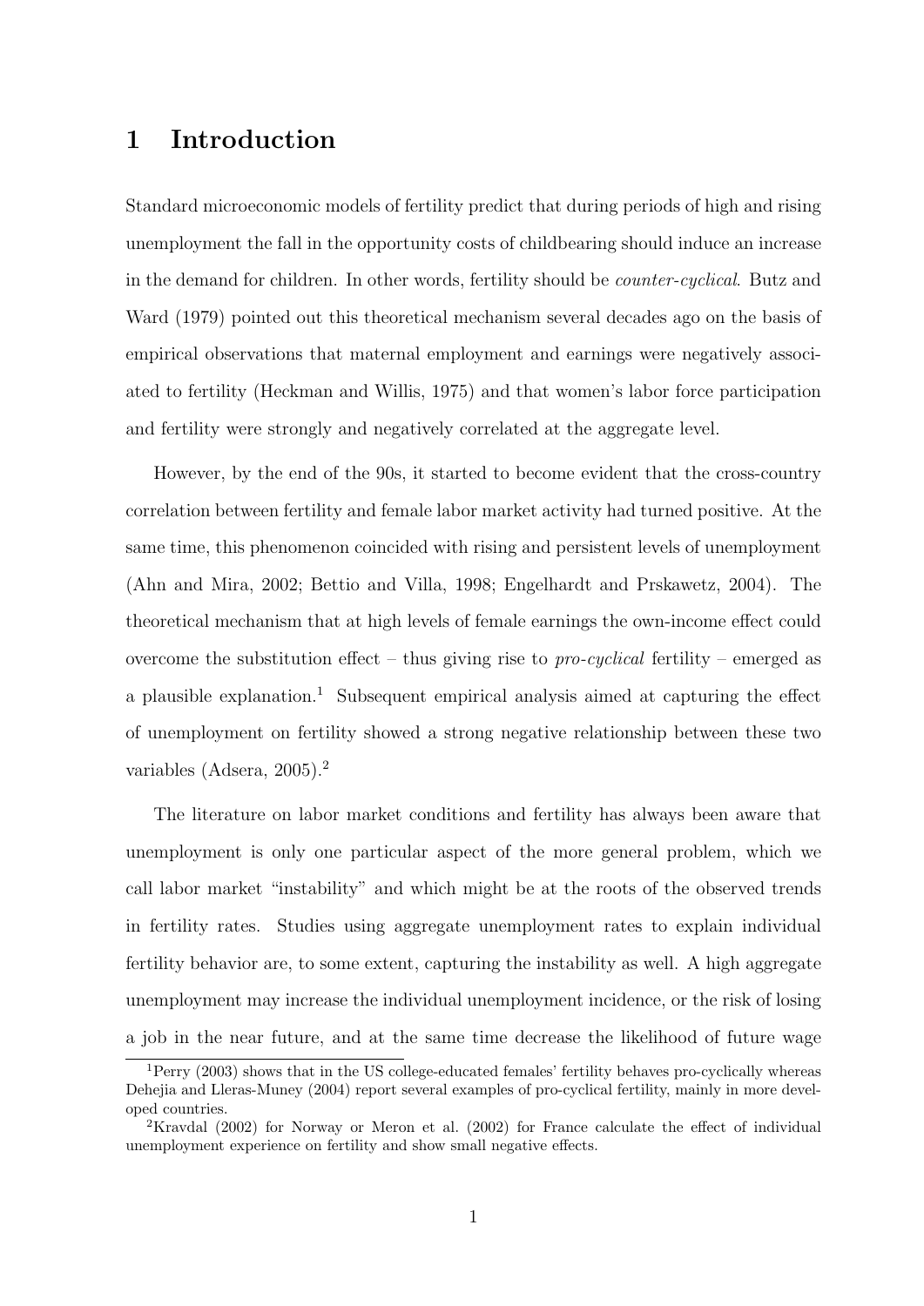# 1 Introduction

Standard microeconomic models of fertility predict that during periods of high and rising unemployment the fall in the opportunity costs of childbearing should induce an increase in the demand for children. In other words, fertility should be *counter-cyclical*. Butz and Ward (1979) pointed out this theoretical mechanism several decades ago on the basis of empirical observations that maternal employment and earnings were negatively associated to fertility (Heckman and Willis, 1975) and that women's labor force participation and fertility were strongly and negatively correlated at the aggregate level.

However, by the end of the 90s, it started to become evident that the cross-country correlation between fertility and female labor market activity had turned positive. At the same time, this phenomenon coincided with rising and persistent levels of unemployment (Ahn and Mira, 2002; Bettio and Villa, 1998; Engelhardt and Prskawetz, 2004). The theoretical mechanism that at high levels of female earnings the own-income effect could overcome the substitution effect – thus giving rise to *pro-cyclical* fertility – emerged as a plausible explanation.[1] Subsequent empirical analysis aimed at capturing the effect of unemployment on fertility showed a strong negative relationship between these two variables (Adsera, 2005).[2]

The literature on labor market conditions and fertility has always been aware that unemployment is only one particular aspect of the more general problem, which we call labor market "instability" and which might be at the roots of the observed trends in fertility rates. Studies using aggregate unemployment rates to explain individual fertility behavior are, to some extent, capturing the instability as well. A high aggregate unemployment may increase the individual unemployment incidence, or the risk of losing a job in the near future, and at the same time decrease the likelihood of future wage

[1] Perry (2003) shows that in the US college-educated females' fertility behaves pro-cyclically whereas Dehejia and Lleras-Muney (2004) report several examples of pro-cyclical fertility, mainly in more developed countries.

[2] Kravdal (2002) for Norway or Meron et al. (2002) for France calculate the effect of individual unemployment experience on fertility and show small negative effects.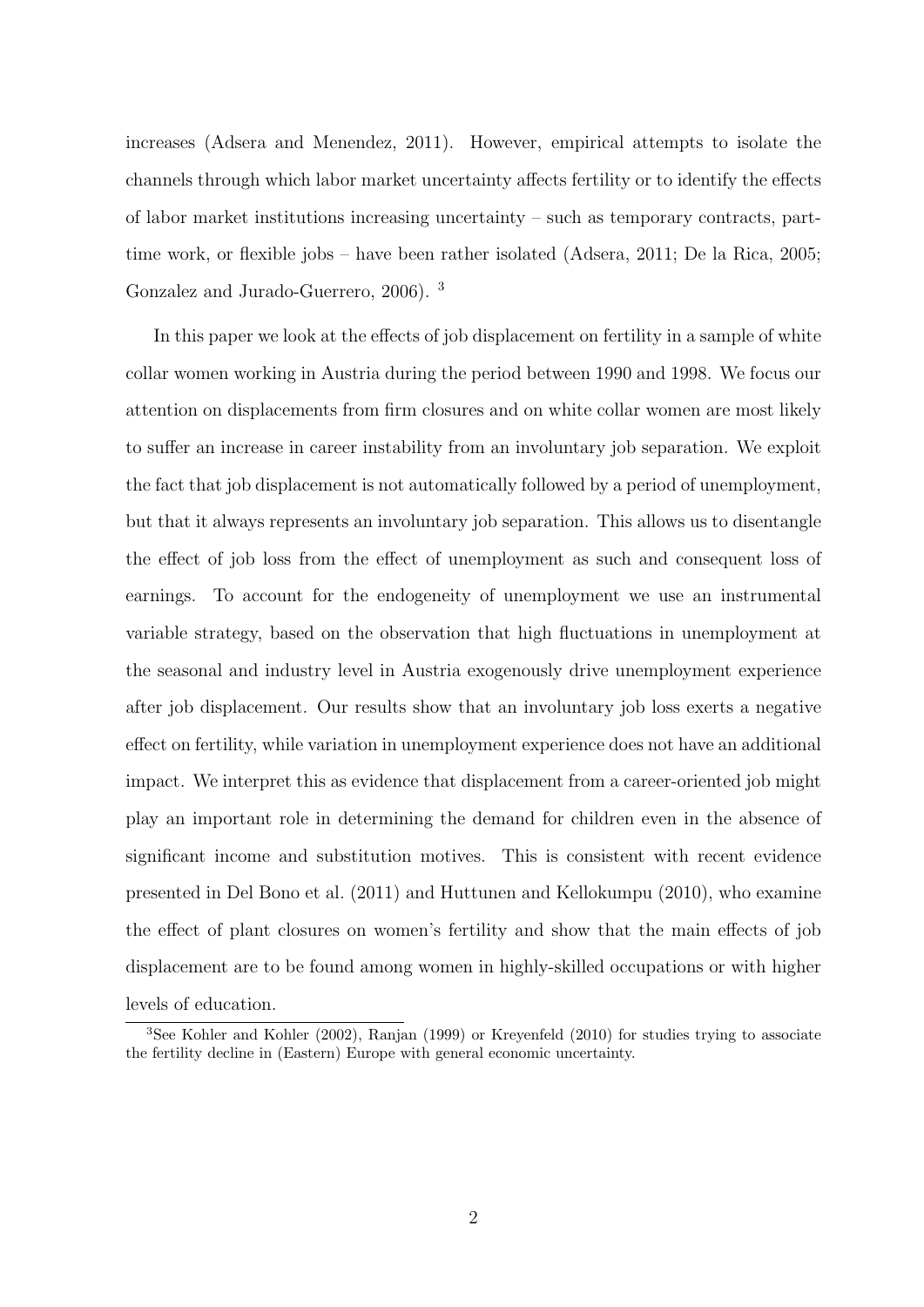increases (Adsera and Menendez, 2011). However, empirical attempts to isolate the channels through which labor market uncertainty affects fertility or to identify the effects of labor market institutions increasing uncertainty – such as temporary contracts, part-time work, or flexible jobs – have been rather isolated (Adsera, 2011; De la Rica, 2005; Gonzalez and Jurado-Guerrero, 2006). [3]

In this paper we look at the effects of job displacement on fertility in a sample of white collar women working in Austria during the period between 1990 and 1998. We focus our attention on displacements from firm closures and on white collar women are most likely to suffer an increase in career instability from an involuntary job separation. We exploit the fact that job displacement is not automatically followed by a period of unemployment, but that it always represents an involuntary job separation. This allows us to disentangle the effect of job loss from the effect of unemployment as such and consequent loss of earnings. To account for the endogeneity of unemployment we use an instrumental variable strategy, based on the observation that high fluctuations in unemployment at the seasonal and industry level in Austria exogenously drive unemployment experience after job displacement. Our results show that an involuntary job loss exerts a negative effect on fertility, while variation in unemployment experience does not have an additional impact. We interpret this as evidence that displacement from a career-oriented job might play an important role in determining the demand for children even in the absence of significant income and substitution motives. This is consistent with recent evidence presented in Del Bono et al. (2011) and Huttunen and Kellokumpu (2010), who examine the effect of plant closures on women's fertility and show that the main effects of job displacement are to be found among women in highly-skilled occupations or with higher levels of education.

[3] See Kohler and Kohler (2002), Ranjan (1999) or Kreyenfeld (2010) for studies trying to associate the fertility decline in (Eastern) Europe with general economic uncertainty.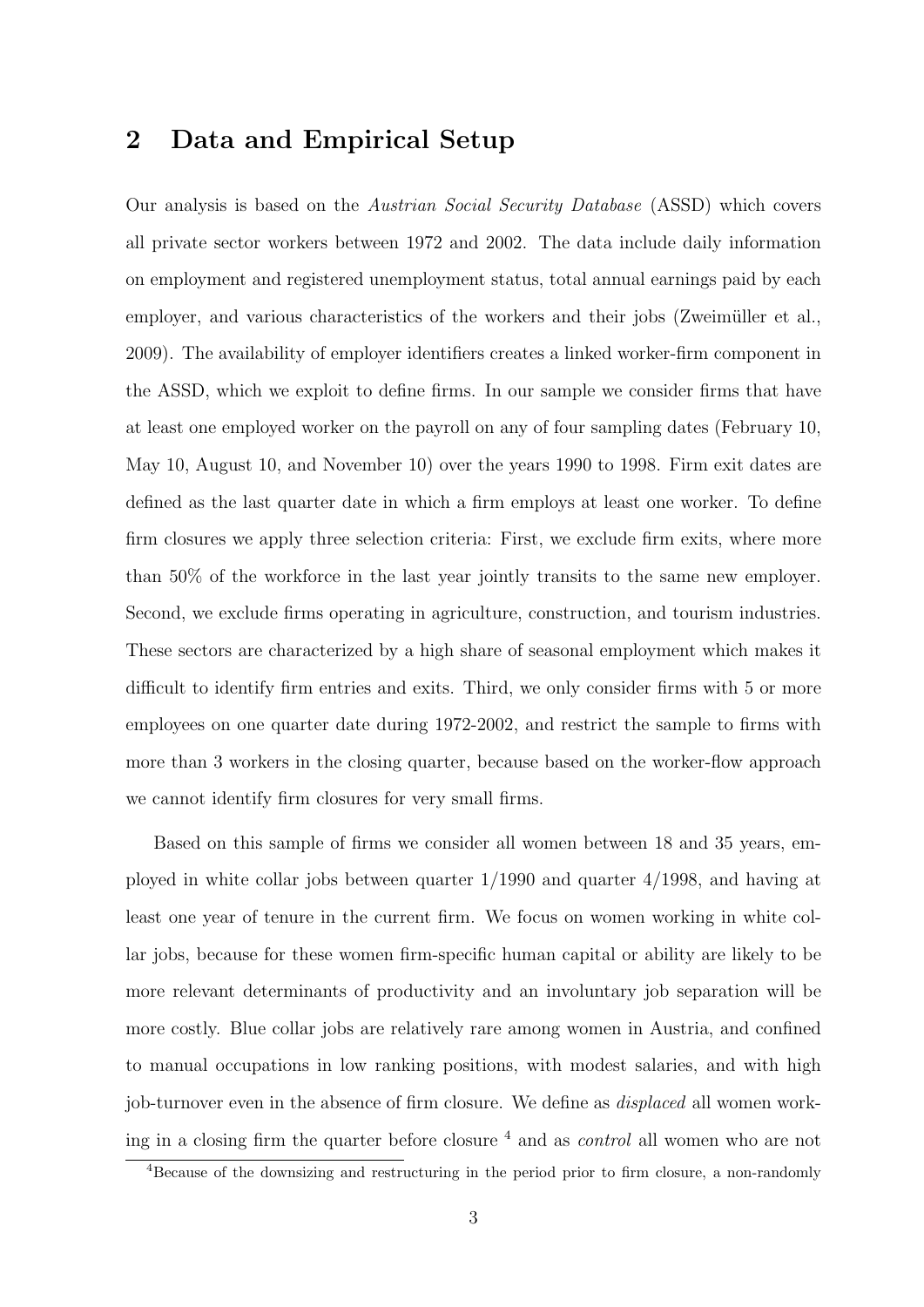## 2 Data and Empirical Setup

Our analysis is based on the *Austrian Social Security Database* (ASSD) which covers all private sector workers between 1972 and 2002. The data include daily information on employment and registered unemployment status, total annual earnings paid by each employer, and various characteristics of the workers and their jobs (Zweimüller et al., 2009). The availability of employer identifiers creates a linked worker-firm component in the ASSD, which we exploit to define firms. In our sample we consider firms that have at least one employed worker on the payroll on any of four sampling dates (February 10, May 10, August 10, and November 10) over the years 1990 to 1998. Firm exit dates are defined as the last quarter date in which a firm employs at least one worker. To define firm closures we apply three selection criteria: First, we exclude firm exits, where more than 50% of the workforce in the last year jointly transits to the same new employer. Second, we exclude firms operating in agriculture, construction, and tourism industries. These sectors are characterized by a high share of seasonal employment which makes it difficult to identify firm entries and exits. Third, we only consider firms with 5 or more employees on one quarter date during 1972-2002, and restrict the sample to firms with more than 3 workers in the closing quarter, because based on the worker-flow approach we cannot identify firm closures for very small firms.

Based on this sample of firms we consider all women between 18 and 35 years, employed in white collar jobs between quarter 1/1990 and quarter 4/1998, and having at least one year of tenure in the current firm. We focus on women working in white collar jobs, because for these women firm-specific human capital or ability are likely to be more relevant determinants of productivity and an involuntary job separation will be more costly. Blue collar jobs are relatively rare among women in Austria, and confined to manual occupations in low ranking positions, with modest salaries, and with high job-turnover even in the absence of firm closure. We define as *displaced* all women working in a closing firm the quarter before closure [4] and as *control* all women who are not

[4] Because of the downsizing and restructuring in the period prior to firm closure, a non-randomly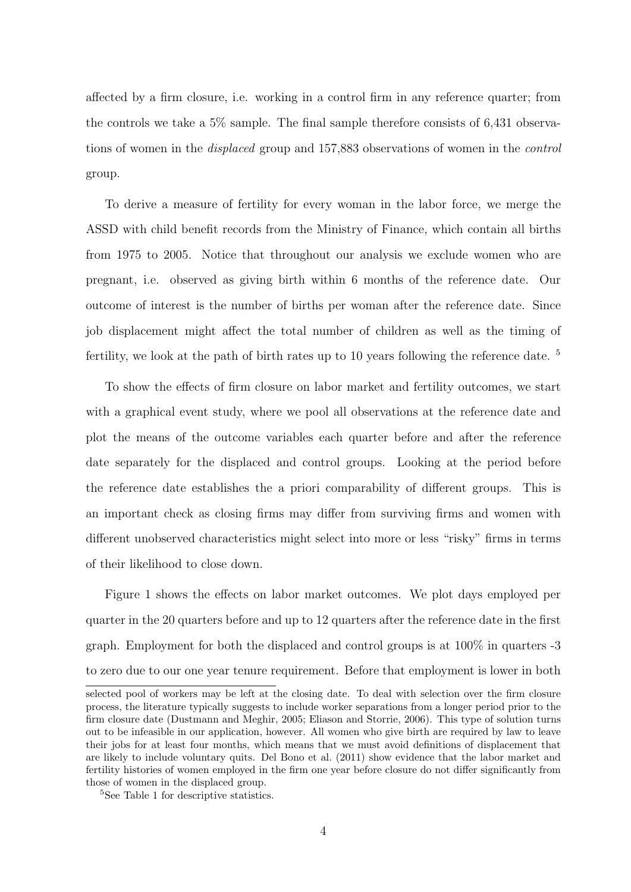affected by a firm closure, i.e. working in a control firm in any reference quarter; from the controls we take a 5% sample. The final sample therefore consists of 6,431 observations of women in the *displaced* group and 157,883 observations of women in the *control* group.

To derive a measure of fertility for every woman in the labor force, we merge the ASSD with child benefit records from the Ministry of Finance, which contain all births from 1975 to 2005. Notice that throughout our analysis we exclude women who are pregnant, i.e. observed as giving birth within 6 months of the reference date. Our outcome of interest is the number of births per woman after the reference date. Since job displacement might affect the total number of children as well as the timing of fertility, we look at the path of birth rates up to 10 years following the reference date. [5]

To show the effects of firm closure on labor market and fertility outcomes, we start with a graphical event study, where we pool all observations at the reference date and plot the means of the outcome variables each quarter before and after the reference date separately for the displaced and control groups. Looking at the period before the reference date establishes the a priori comparability of different groups. This is an important check as closing firms may differ from surviving firms and women with different unobserved characteristics might select into more or less "risky" firms in terms of their likelihood to close down.

Figure 1 shows the effects on labor market outcomes. We plot days employed per quarter in the 20 quarters before and up to 12 quarters after the reference date in the first graph. Employment for both the displaced and control groups is at 100% in quarters -3 to zero due to our one year tenure requirement. Before that employment is lower in both

---

selected pool of workers may be left at the closing date. To deal with selection over the firm closure process, the literature typically suggests to include worker separations from a longer period prior to the firm closure date (Dustmann and Meghir, 2005; Eliason and Storrie, 2006). This type of solution turns out to be infeasible in our application, however. All women who give birth are required by law to leave their jobs for at least four months, which means that we must avoid definitions of displacement that are likely to include voluntary quits. Del Bono et al. (2011) show evidence that the labor market and fertility histories of women employed in the firm one year before closure do not differ significantly from those of women in the displaced group.

[5] See Table 1 for descriptive statistics.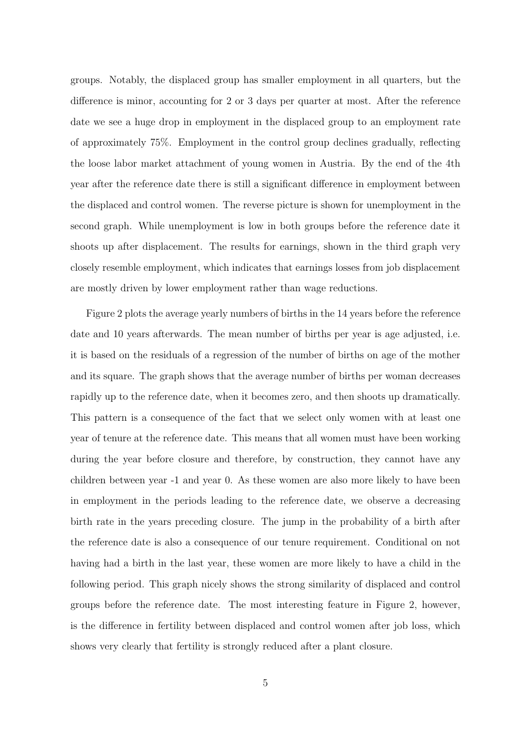groups. Notably, the displaced group has smaller employment in all quarters, but the difference is minor, accounting for 2 or 3 days per quarter at most. After the reference date we see a huge drop in employment in the displaced group to an employment rate of approximately 75%. Employment in the control group declines gradually, reflecting the loose labor market attachment of young women in Austria. By the end of the 4th year after the reference date there is still a significant difference in employment between the displaced and control women. The reverse picture is shown for unemployment in the second graph. While unemployment is low in both groups before the reference date it shoots up after displacement. The results for earnings, shown in the third graph very closely resemble employment, which indicates that earnings losses from job displacement are mostly driven by lower employment rather than wage reductions.

Figure 2 plots the average yearly numbers of births in the 14 years before the reference date and 10 years afterwards. The mean number of births per year is age adjusted, i.e. it is based on the residuals of a regression of the number of births on age of the mother and its square. The graph shows that the average number of births per woman decreases rapidly up to the reference date, when it becomes zero, and then shoots up dramatically. This pattern is a consequence of the fact that we select only women with at least one year of tenure at the reference date. This means that all women must have been working during the year before closure and therefore, by construction, they cannot have any children between year -1 and year 0. As these women are also more likely to have been in employment in the periods leading to the reference date, we observe a decreasing birth rate in the years preceding closure. The jump in the probability of a birth after the reference date is also a consequence of our tenure requirement. Conditional on not having had a birth in the last year, these women are more likely to have a child in the following period. This graph nicely shows the strong similarity of displaced and control groups before the reference date. The most interesting feature in Figure 2, however, is the difference in fertility between displaced and control women after job loss, which shows very clearly that fertility is strongly reduced after a plant closure.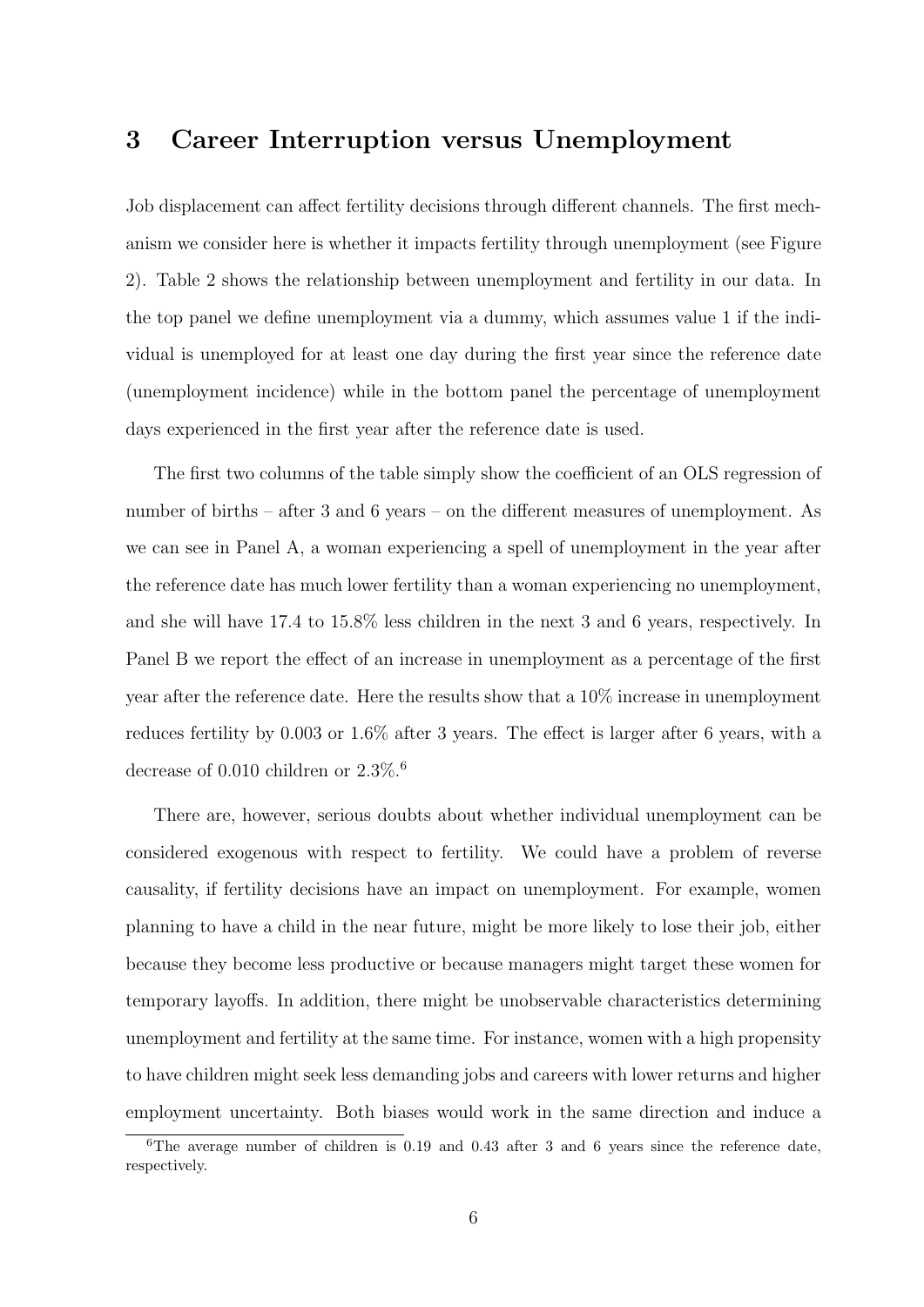## 3 Career Interruption versus Unemployment

Job displacement can affect fertility decisions through different channels. The first mechanism we consider here is whether it impacts fertility through unemployment (see Figure 2). Table 2 shows the relationship between unemployment and fertility in our data. In the top panel we define unemployment via a dummy, which assumes value 1 if the individual is unemployed for at least one day during the first year since the reference date (unemployment incidence) while in the bottom panel the percentage of unemployment days experienced in the first year after the reference date is used.

The first two columns of the table simply show the coefficient of an OLS regression of number of births – after 3 and 6 years – on the different measures of unemployment. As we can see in Panel A, a woman experiencing a spell of unemployment in the year after the reference date has much lower fertility than a woman experiencing no unemployment, and she will have 17.4 to 15.8% less children in the next 3 and 6 years, respectively. In Panel B we report the effect of an increase in unemployment as a percentage of the first year after the reference date. Here the results show that a 10% increase in unemployment reduces fertility by 0.003 or 1.6% after 3 years. The effect is larger after 6 years, with a decrease of 0.010 children or 2.3%.[6]

There are, however, serious doubts about whether individual unemployment can be considered exogenous with respect to fertility. We could have a problem of reverse causality, if fertility decisions have an impact on unemployment. For example, women planning to have a child in the near future, might be more likely to lose their job, either because they become less productive or because managers might target these women for temporary layoffs. In addition, there might be unobservable characteristics determining unemployment and fertility at the same time. For instance, women with a high propensity to have children might seek less demanding jobs and careers with lower returns and higher employment uncertainty. Both biases would work in the same direction and induce a

[6] The average number of children is 0.19 and 0.43 after 3 and 6 years since the reference date, respectively.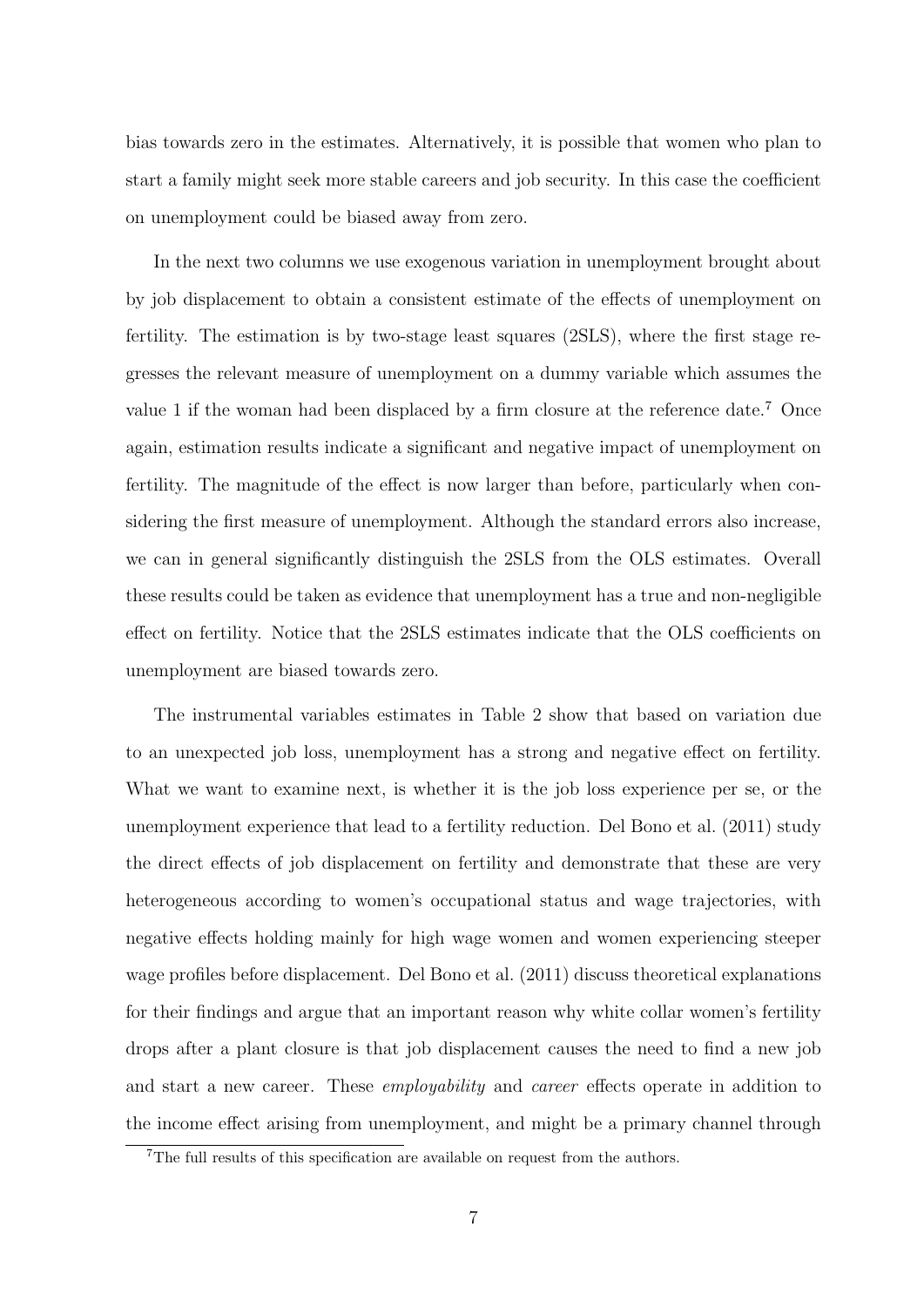bias towards zero in the estimates. Alternatively, it is possible that women who plan to start a family might seek more stable careers and job security. In this case the coefficient on unemployment could be biased away from zero.

In the next two columns we use exogenous variation in unemployment brought about by job displacement to obtain a consistent estimate of the effects of unemployment on fertility. The estimation is by two-stage least squares (2SLS), where the first stage regresses the relevant measure of unemployment on a dummy variable which assumes the value 1 if the woman had been displaced by a firm closure at the reference date.[7] Once again, estimation results indicate a significant and negative impact of unemployment on fertility. The magnitude of the effect is now larger than before, particularly when considering the first measure of unemployment. Although the standard errors also increase, we can in general significantly distinguish the 2SLS from the OLS estimates. Overall these results could be taken as evidence that unemployment has a true and non-negligible effect on fertility. Notice that the 2SLS estimates indicate that the OLS coefficients on unemployment are biased towards zero.

The instrumental variables estimates in Table 2 show that based on variation due to an unexpected job loss, unemployment has a strong and negative effect on fertility. What we want to examine next, is whether it is the job loss experience per se, or the unemployment experience that lead to a fertility reduction. Del Bono et al. (2011) study the direct effects of job displacement on fertility and demonstrate that these are very heterogeneous according to women's occupational status and wage trajectories, with negative effects holding mainly for high wage women and women experiencing steeper wage profiles before displacement. Del Bono et al. (2011) discuss theoretical explanations for their findings and argue that an important reason why white collar women's fertility drops after a plant closure is that job displacement causes the need to find a new job and start a new career. These *employability* and *career* effects operate in addition to the income effect arising from unemployment, and might be a primary channel through

[7]The full results of this specification are available on request from the authors.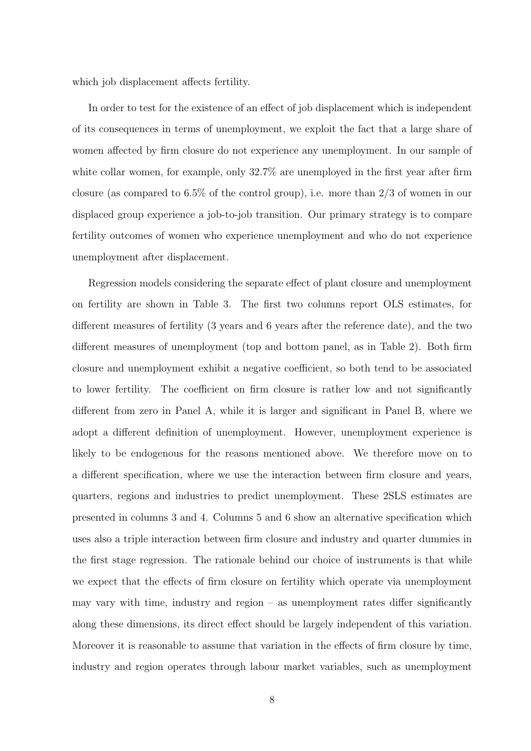which job displacement affects fertility.

In order to test for the existence of an effect of job displacement which is independent of its consequences in terms of unemployment, we exploit the fact that a large share of women affected by firm closure do not experience any unemployment. In our sample of white collar women, for example, only 32.7% are unemployed in the first year after firm closure (as compared to 6.5% of the control group), i.e. more than 2/3 of women in our displaced group experience a job-to-job transition. Our primary strategy is to compare fertility outcomes of women who experience unemployment and who do not experience unemployment after displacement.

Regression models considering the separate effect of plant closure and unemployment on fertility are shown in Table 3. The first two columns report OLS estimates, for different measures of fertility (3 years and 6 years after the reference date), and the two different measures of unemployment (top and bottom panel, as in Table 2). Both firm closure and unemployment exhibit a negative coefficient, so both tend to be associated to lower fertility. The coefficient on firm closure is rather low and not significantly different from zero in Panel A, while it is larger and significant in Panel B, where we adopt a different definition of unemployment. However, unemployment experience is likely to be endogenous for the reasons mentioned above. We therefore move on to a different specification, where we use the interaction between firm closure and years, quarters, regions and industries to predict unemployment. These 2SLS estimates are presented in columns 3 and 4. Columns 5 and 6 show an alternative specification which uses also a triple interaction between firm closure and industry and quarter dummies in the first stage regression. The rationale behind our choice of instruments is that while we expect that the effects of firm closure on fertility which operate via unemployment may vary with time, industry and region – as unemployment rates differ significantly along these dimensions, its direct effect should be largely independent of this variation. Moreover it is reasonable to assume that variation in the effects of firm closure by time, industry and region operates through labour market variables, such as unemployment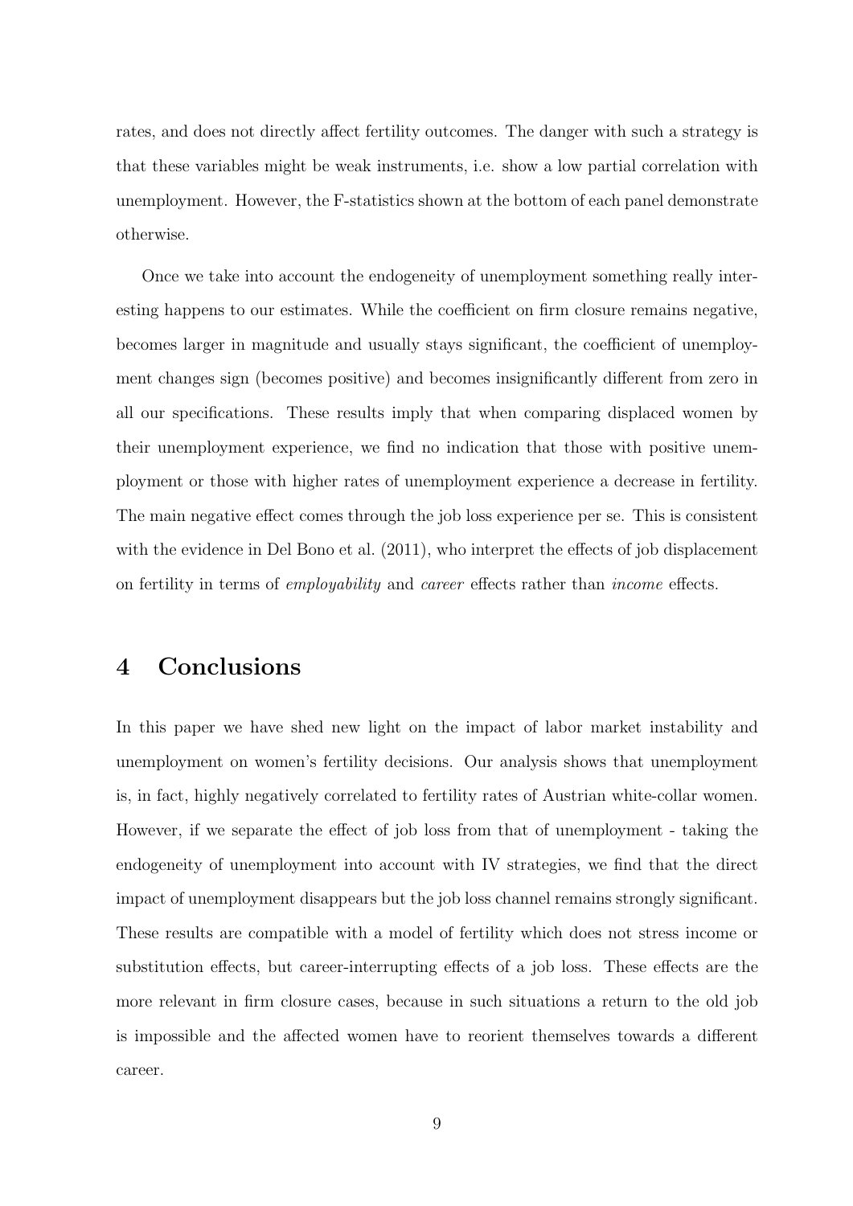rates, and does not directly affect fertility outcomes. The danger with such a strategy is that these variables might be weak instruments, i.e. show a low partial correlation with unemployment. However, the F-statistics shown at the bottom of each panel demonstrate otherwise.

Once we take into account the endogeneity of unemployment something really interesting happens to our estimates. While the coefficient on firm closure remains negative, becomes larger in magnitude and usually stays significant, the coefficient of unemployment changes sign (becomes positive) and becomes insignificantly different from zero in all our specifications. These results imply that when comparing displaced women by their unemployment experience, we find no indication that those with positive unemployment or those with higher rates of unemployment experience a decrease in fertility. The main negative effect comes through the job loss experience per se. This is consistent with the evidence in Del Bono et al. (2011), who interpret the effects of job displacement on fertility in terms of *employability* and *career* effects rather than *income* effects.

# 4 Conclusions

In this paper we have shed new light on the impact of labor market instability and unemployment on women's fertility decisions. Our analysis shows that unemployment is, in fact, highly negatively correlated to fertility rates of Austrian white-collar women. However, if we separate the effect of job loss from that of unemployment - taking the endogeneity of unemployment into account with IV strategies, we find that the direct impact of unemployment disappears but the job loss channel remains strongly significant. These results are compatible with a model of fertility which does not stress income or substitution effects, but career-interrupting effects of a job loss. These effects are the more relevant in firm closure cases, because in such situations a return to the old job is impossible and the affected women have to reorient themselves towards a different career.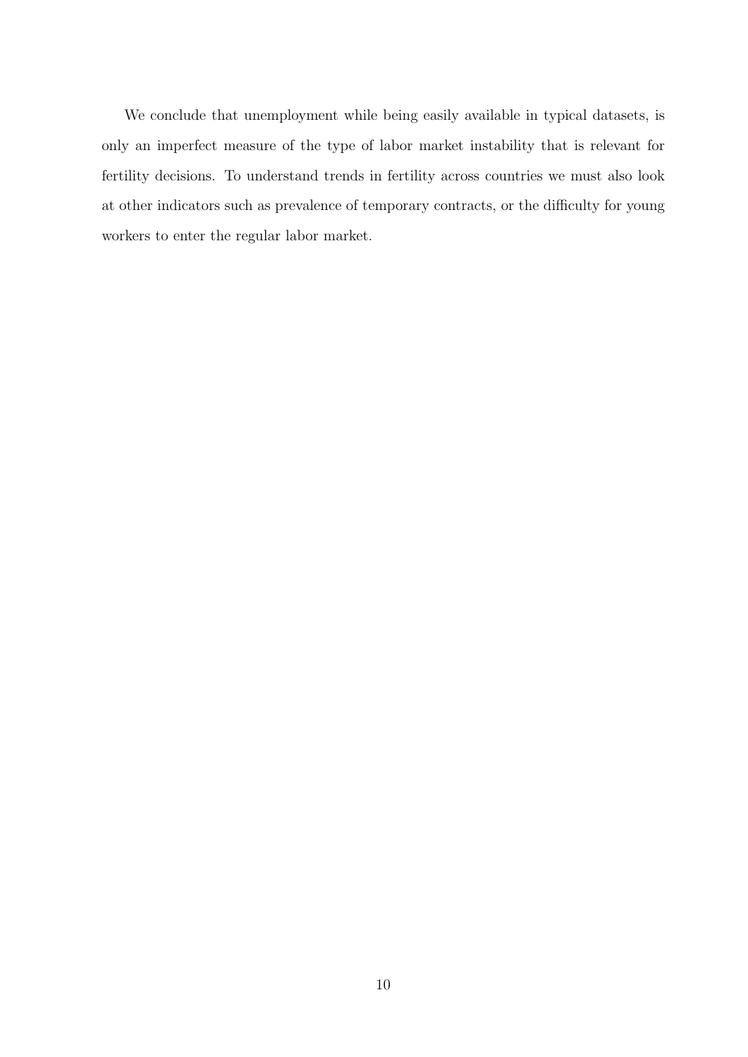We conclude that unemployment while being easily available in typical datasets, is only an imperfect measure of the type of labor market instability that is relevant for fertility decisions. To understand trends in fertility across countries we must also look at other indicators such as prevalence of temporary contracts, or the difficulty for young workers to enter the regular labor market.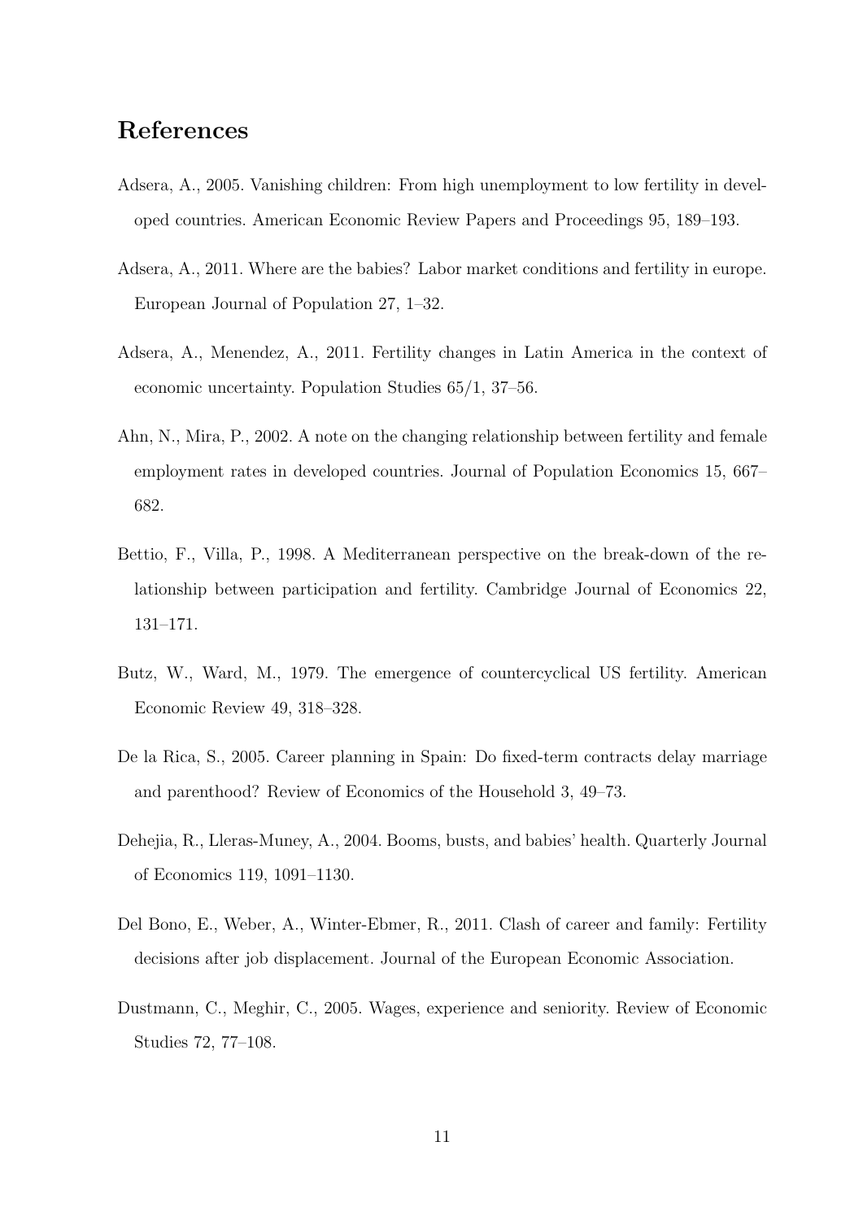## References

Adsera, A., 2005. Vanishing children: From high unemployment to low fertility in developed countries. American Economic Review Papers and Proceedings 95, 189–193.

Adsera, A., 2011. Where are the babies? Labor market conditions and fertility in europe. European Journal of Population 27, 1–32.

Adsera, A., Menendez, A., 2011. Fertility changes in Latin America in the context of economic uncertainty. Population Studies 65/1, 37–56.

Ahn, N., Mira, P., 2002. A note on the changing relationship between fertility and female employment rates in developed countries. Journal of Population Economics 15, 667–682.

Bettio, F., Villa, P., 1998. A Mediterranean perspective on the break-down of the relationship between participation and fertility. Cambridge Journal of Economics 22, 131–171.

Butz, W., Ward, M., 1979. The emergence of countercyclical US fertility. American Economic Review 49, 318–328.

De la Rica, S., 2005. Career planning in Spain: Do fixed-term contracts delay marriage and parenthood? Review of Economics of the Household 3, 49–73.

Dehejia, R., Lleras-Muney, A., 2004. Booms, busts, and babies' health. Quarterly Journal of Economics 119, 1091–1130.

Del Bono, E., Weber, A., Winter-Ebmer, R., 2011. Clash of career and family: Fertility decisions after job displacement. Journal of the European Economic Association.

Dustmann, C., Meghir, C., 2005. Wages, experience and seniority. Review of Economic Studies 72, 77–108.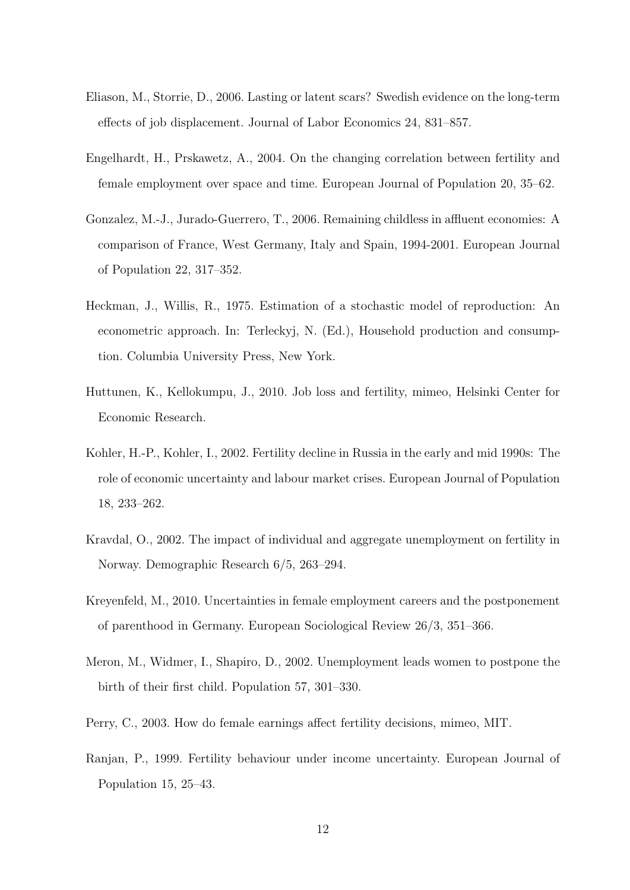Eliason, M., Storrie, D., 2006. Lasting or latent scars? Swedish evidence on the long-term effects of job displacement. Journal of Labor Economics 24, 831–857.

Engelhardt, H., Prskawetz, A., 2004. On the changing correlation between fertility and female employment over space and time. European Journal of Population 20, 35–62.

Gonzalez, M.-J., Jurado-Guerrero, T., 2006. Remaining childless in affluent economies: A comparison of France, West Germany, Italy and Spain, 1994-2001. European Journal of Population 22, 317–352.

Heckman, J., Willis, R., 1975. Estimation of a stochastic model of reproduction: An econometric approach. In: Terleckyj, N. (Ed.), Household production and consumption. Columbia University Press, New York.

Huttunen, K., Kellokumpu, J., 2010. Job loss and fertility, mimeo, Helsinki Center for Economic Research.

Kohler, H.-P., Kohler, I., 2002. Fertility decline in Russia in the early and mid 1990s: The role of economic uncertainty and labour market crises. European Journal of Population 18, 233–262.

Kravdal, O., 2002. The impact of individual and aggregate unemployment on fertility in Norway. Demographic Research 6/5, 263–294.

Kreyenfeld, M., 2010. Uncertainties in female employment careers and the postponement of parenthood in Germany. European Sociological Review 26/3, 351–366.

Meron, M., Widmer, I., Shapiro, D., 2002. Unemployment leads women to postpone the birth of their first child. Population 57, 301–330.

Perry, C., 2003. How do female earnings affect fertility decisions, mimeo, MIT.

Ranjan, P., 1999. Fertility behaviour under income uncertainty. European Journal of Population 15, 25–43.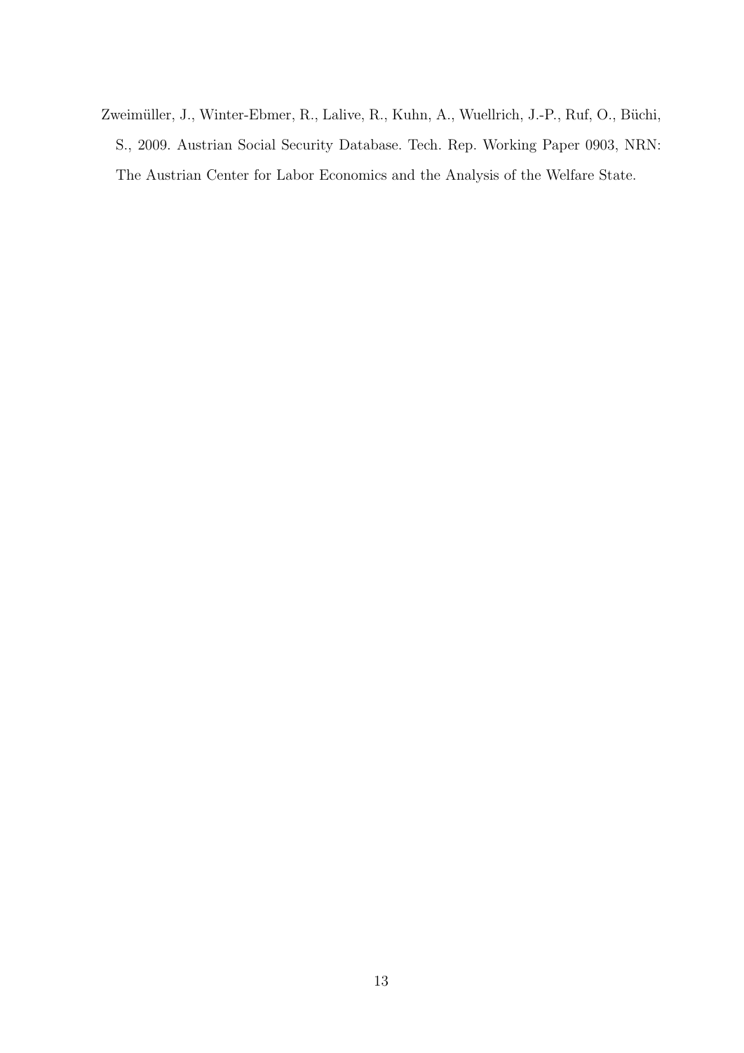Zweimüller, J., Winter-Ebmer, R., Lalive, R., Kuhn, A., Wuellrich, J.-P., Ruf, O., Büchi, S., 2009. Austrian Social Security Database. Tech. Rep. Working Paper 0903, NRN: The Austrian Center for Labor Economics and the Analysis of the Welfare State.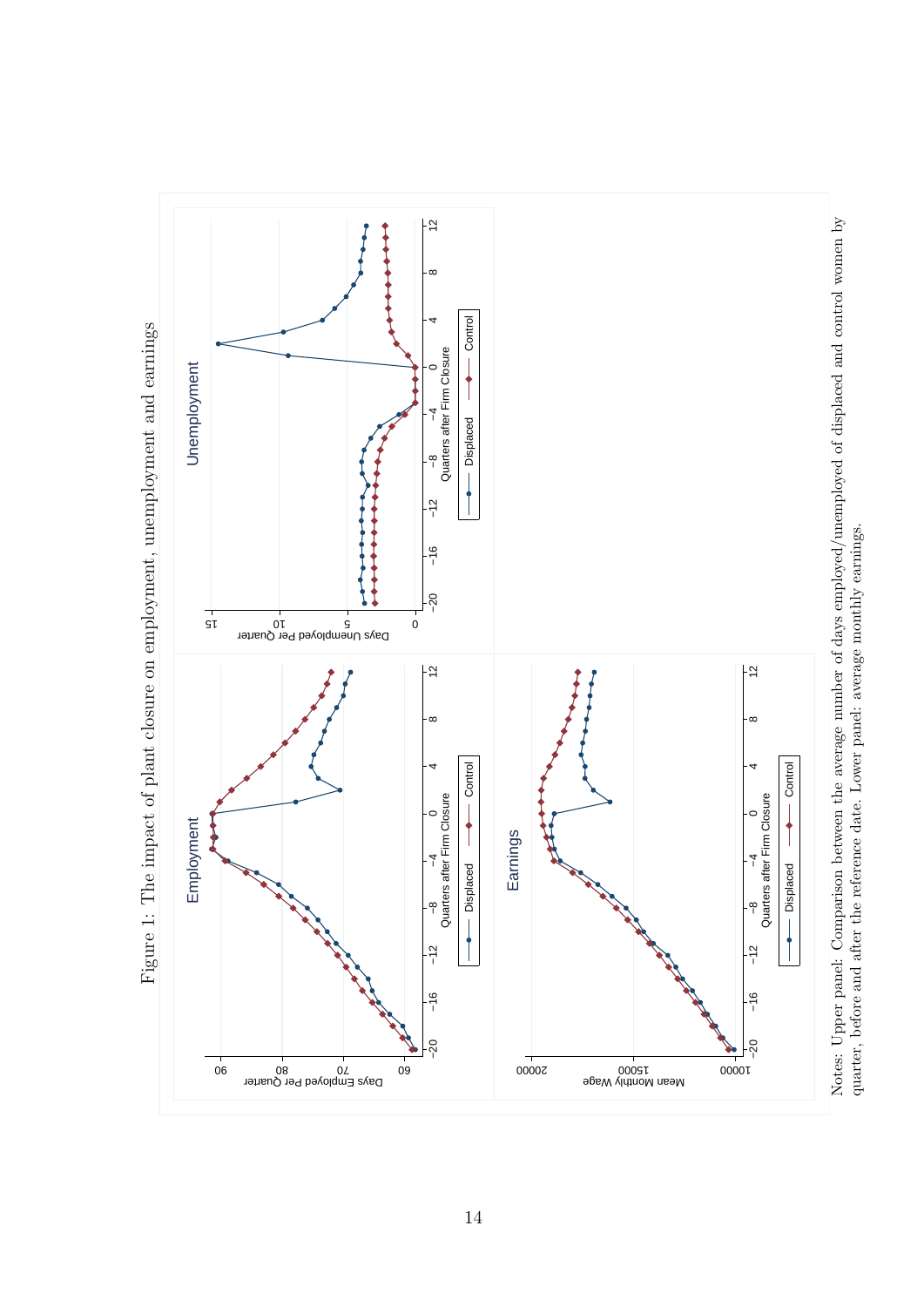Figure 1: The impact of plant closure on employment, unemployment and earnings

Notes: Upper panel: Comparison between the average number of days employed/unemployed of displaced and control women by quarter, before and after the reference date. Lower panel: average monthly earnings.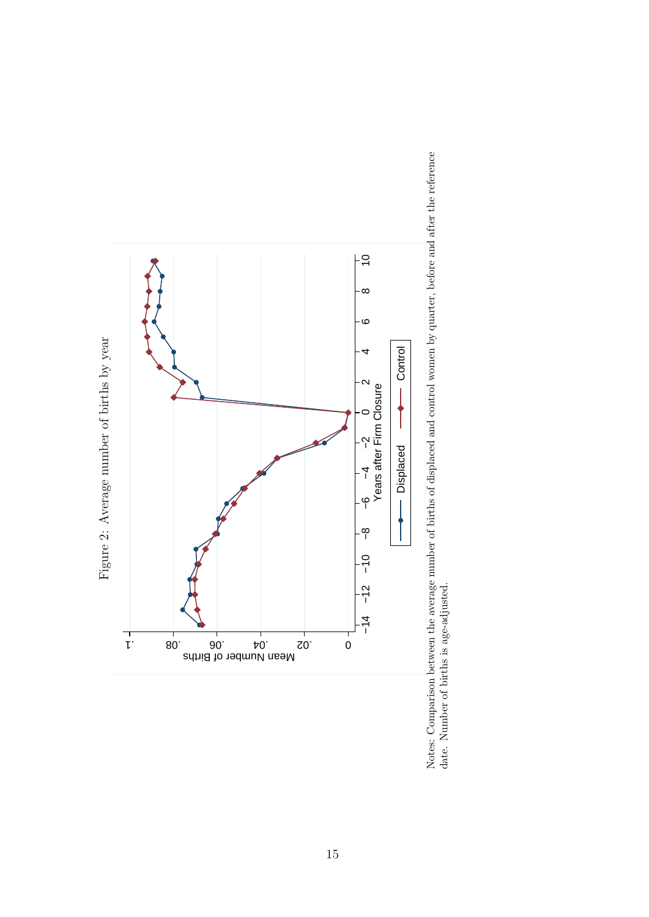Figure 2: Average number of births by year

Notes: Comparison between the average number of births of displaced and control women by quarter, before and after the reference date. Number of births is age-adjusted.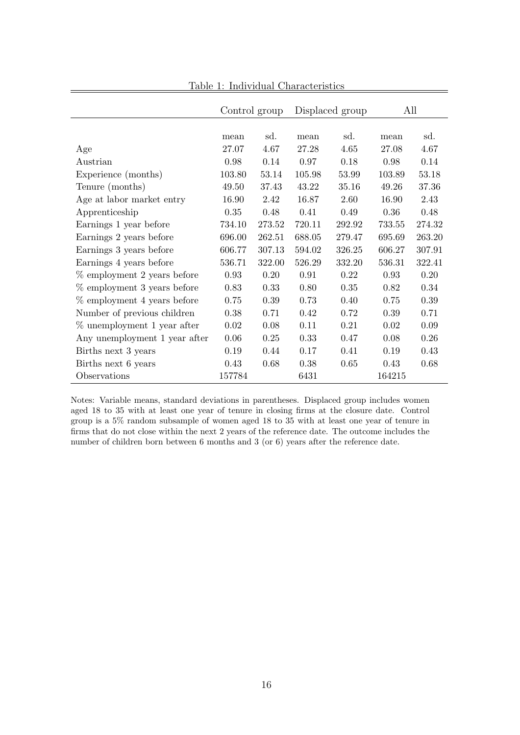Table 1: Individual Characteristics

| | Control group | | Displaced group | | All | |
|---|---|---|---|---|---|---|
| | mean | sd. | mean | sd. | mean | sd. |
| Age | 27.07 | 4.67 | 27.28 | 4.65 | 27.08 | 4.67 |
| Austrian | 0.98 | 0.14 | 0.97 | 0.18 | 0.98 | 0.14 |
| Experience (months) | 103.80 | 53.14 | 105.98 | 53.99 | 103.89 | 53.18 |
| Tenure (months) | 49.50 | 37.43 | 43.22 | 35.16 | 49.26 | 37.36 |
| Age at labor market entry | 16.90 | 2.42 | 16.87 | 2.60 | 16.90 | 2.43 |
| Apprenticeship | 0.35 | 0.48 | 0.41 | 0.49 | 0.36 | 0.48 |
| Earnings 1 year before | 734.10 | 273.52 | 720.11 | 292.92 | 733.55 | 274.32 |
| Earnings 2 years before | 696.00 | 262.51 | 688.05 | 279.47 | 695.69 | 263.20 |
| Earnings 3 years before | 606.77 | 307.13 | 594.02 | 326.25 | 606.27 | 307.91 |
| Earnings 4 years before | 536.71 | 322.00 | 526.29 | 332.20 | 536.31 | 322.41 |
| % employment 2 years before | 0.93 | 0.20 | 0.91 | 0.22 | 0.93 | 0.20 |
| % employment 3 years before | 0.83 | 0.33 | 0.80 | 0.35 | 0.82 | 0.34 |
| % employment 4 years before | 0.75 | 0.39 | 0.73 | 0.40 | 0.75 | 0.39 |
| Number of previous children | 0.38 | 0.71 | 0.42 | 0.72 | 0.39 | 0.71 |
| % unemployment 1 year after | 0.02 | 0.08 | 0.11 | 0.21 | 0.02 | 0.09 |
| Any unemployment 1 year after | 0.06 | 0.25 | 0.33 | 0.47 | 0.08 | 0.26 |
| Births next 3 years | 0.19 | 0.44 | 0.17 | 0.41 | 0.19 | 0.43 |
| Births next 6 years | 0.43 | 0.68 | 0.38 | 0.65 | 0.43 | 0.68 |
| Observations | 157784 | | 6431 | | 164215 | |

Notes: Variable means, standard deviations in parentheses. Displaced group includes women aged 18 to 35 with at least one year of tenure in closing firms at the closure date. Control group is a 5% random subsample of women aged 18 to 35 with at least one year of tenure in firms that do not close within the next 2 years of the reference date. The outcome includes the number of children born between 6 months and 3 (or 6) years after the reference date.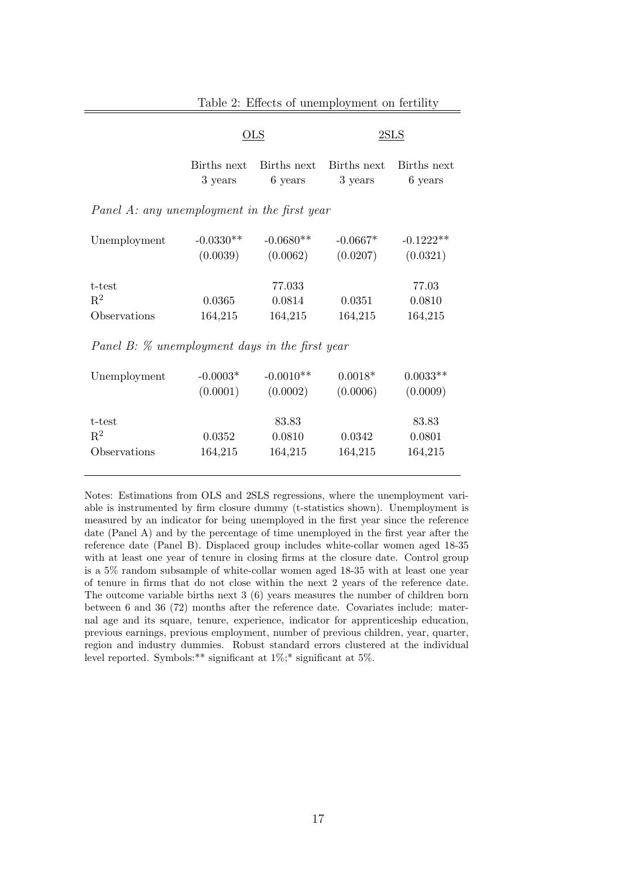Table 2: Effects of unemployment on fertility

| | OLS | | 2SLS | |
|---|---|---|---|---|
| | Births next 3 years | Births next 6 years | Births next 3 years | Births next 6 years |
| *Panel A: any unemployment in the first year* | | | | |
| Unemployment | -0.0330** | -0.0680** | -0.0667* | -0.1222** |
| | (0.0039) | (0.0062) | (0.0207) | (0.0321) |
| t-test | | 77.033 | | 77.03 |
| $R^2$ | 0.0365 | 0.0814 | 0.0351 | 0.0810 |
| Observations | 164,215 | 164,215 | 164,215 | 164,215 |
| *Panel B: % unemployment days in the first year* | | | | |
| Unemployment | -0.0003* | -0.0010** | 0.0018* | 0.0033** |
| | (0.0001) | (0.0002) | (0.0006) | (0.0009) |
| t-test | | 83.83 | | 83.83 |
| $R^2$ | 0.0352 | 0.0810 | 0.0342 | 0.0801 |
| Observations | 164,215 | 164,215 | 164,215 | 164,215 |

Notes: Estimations from OLS and 2SLS regressions, where the unemployment variable is instrumented by firm closure dummy (t-statistics shown). Unemployment is measured by an indicator for being unemployed in the first year since the reference date (Panel A) and by the percentage of time unemployed in the first year after the reference date (Panel B). Displaced group includes white-collar women aged 18-35 with at least one year of tenure in closing firms at the closure date. Control group is a 5% random subsample of white-collar women aged 18-35 with at least one year of tenure in firms that do not close within the next 2 years of the reference date. The outcome variable births next 3 (6) years measures the number of children born between 6 and 36 (72) months after the reference date. Covariates include: maternal age and its square, tenure, experience, indicator for apprenticeship education, previous earnings, previous employment, number of previous children, year, quarter, region and industry dummies. Robust standard errors clustered at the individual level reported. Symbols:** significant at 1%;* significant at 5%.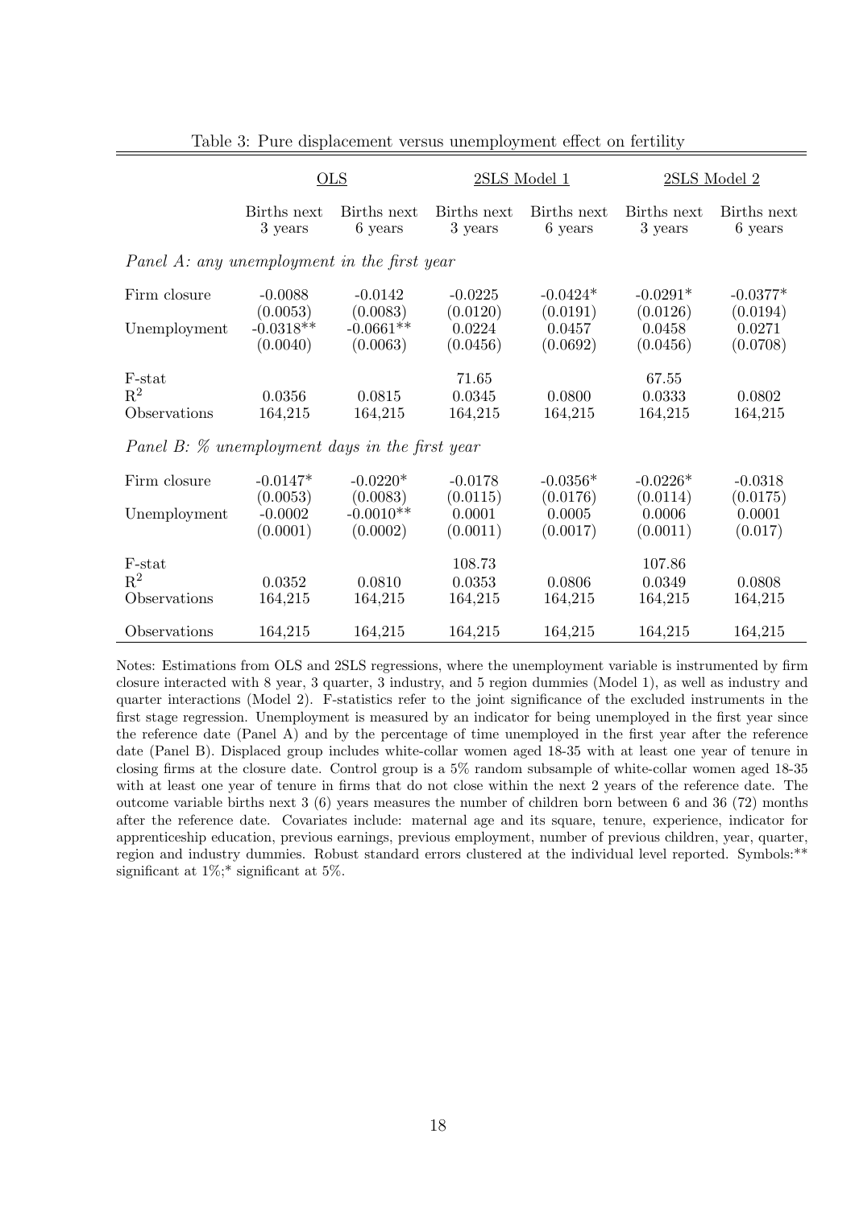Table 3: Pure displacement versus unemployment effect on fertility

| | OLS | | 2SLS Model 1 | | 2SLS Model 2 | |
|---|---|---|---|---|---|---|
| | Births next 3 years | Births next 6 years | Births next 3 years | Births next 6 years | Births next 3 years | Births next 6 years |
| *Panel A: any unemployment in the first year* | | | | | | |
| Firm closure | -0.0088 | -0.0142 | -0.0225 | -0.0424* | -0.0291* | -0.0377* |
| | (0.0053) | (0.0083) | (0.0120) | (0.0191) | (0.0126) | (0.0194) |
| Unemployment | -0.0318** | -0.0661** | 0.0224 | 0.0457 | 0.0458 | 0.0271 |
| | (0.0040) | (0.0063) | (0.0456) | (0.0692) | (0.0456) | (0.0708) |
| F-stat | | | 71.65 | | 67.55 | |
| $R^2$ | 0.0356 | 0.0815 | 0.0345 | 0.0800 | 0.0333 | 0.0802 |
| Observations | 164,215 | 164,215 | 164,215 | 164,215 | 164,215 | 164,215 |
| *Panel B: % unemployment days in the first year* | | | | | | |
| Firm closure | -0.0147* | -0.0220* | -0.0178 | -0.0356* | -0.0226* | -0.0318 |
| | (0.0053) | (0.0083) | (0.0115) | (0.0176) | (0.0114) | (0.0175) |
| Unemployment | -0.0002 | -0.0010** | 0.0001 | 0.0005 | 0.0006 | 0.0001 |
| | (0.0001) | (0.0002) | (0.0011) | (0.0017) | (0.0011) | (0.017) |
| F-stat | | | 108.73 | | 107.86 | |
| $R^2$ | 0.0352 | 0.0810 | 0.0353 | 0.0806 | 0.0349 | 0.0808 |
| Observations | 164,215 | 164,215 | 164,215 | 164,215 | 164,215 | 164,215 |
| Observations | 164,215 | 164,215 | 164,215 | 164,215 | 164,215 | 164,215 |

Notes: Estimations from OLS and 2SLS regressions, where the unemployment variable is instrumented by firm closure interacted with 8 year, 3 quarter, 3 industry, and 5 region dummies (Model 1), as well as industry and quarter interactions (Model 2). F-statistics refer to the joint significance of the excluded instruments in the first stage regression. Unemployment is measured by an indicator for being unemployed in the first year since the reference date (Panel A) and by the percentage of time unemployed in the first year after the reference date (Panel B). Displaced group includes white-collar women aged 18-35 with at least one year of tenure in closing firms at the closure date. Control group is a 5% random subsample of white-collar women aged 18-35 with at least one year of tenure in firms that do not close within the next 2 years of the reference date. The outcome variable births next 3 (6) years measures the number of children born between 6 and 36 (72) months after the reference date. Covariates include: maternal age and its square, tenure, experience, indicator for apprenticeship education, previous earnings, previous employment, number of previous children, year, quarter, region and industry dummies. Robust standard errors clustered at the individual level reported. Symbols:** significant at 1%;* significant at 5%.